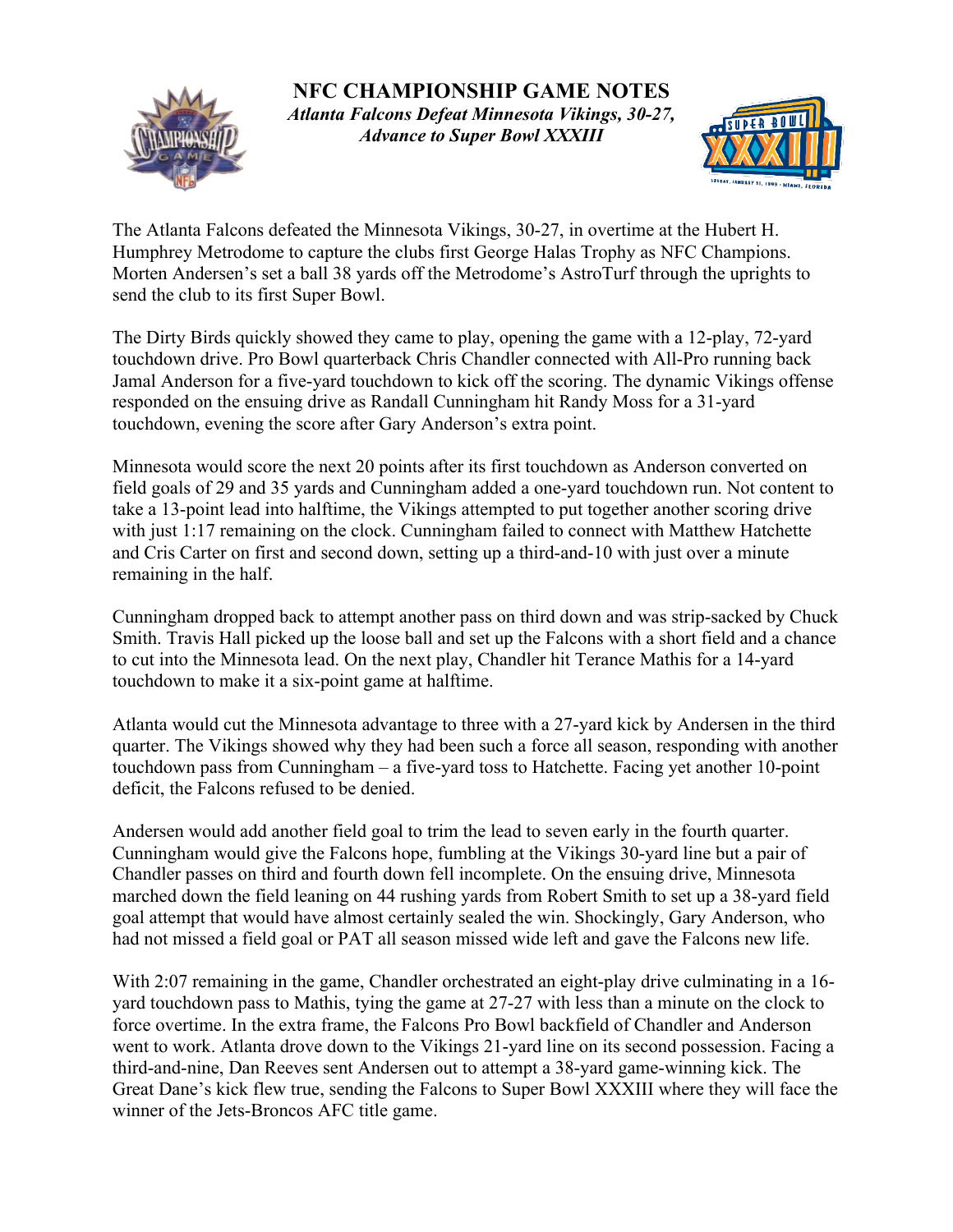# NFC CHAMPIONSHIP GAME NOTES

*Atlanta Falcons Defeat Minnesota Vikings, 30-27, Advance to Super Bowl XXXIII*

The Atlanta Falcons defeated the Minnesota Vikings, 30-27, in overtime at the Hubert H. Humphrey Metrodome to capture the clubs first George Halas Trophy as NFC Champions. Morten Andersen's set a ball 38 yards off the Metrodome's AstroTurf through the uprights to send the club to its first Super Bowl.

The Dirty Birds quickly showed they came to play, opening the game with a 12-play, 72-yard touchdown drive. Pro Bowl quarterback Chris Chandler connected with All-Pro running back Jamal Anderson for a five-yard touchdown to kick off the scoring. The dynamic Vikings offense responded on the ensuing drive as Randall Cunningham hit Randy Moss for a 31-yard touchdown, evening the score after Gary Anderson's extra point.

Minnesota would score the next 20 points after its first touchdown as Anderson converted on field goals of 29 and 35 yards and Cunningham added a one-yard touchdown run. Not content to take a 13-point lead into halftime, the Vikings attempted to put together another scoring drive with just 1:17 remaining on the clock. Cunningham failed to connect with Matthew Hatchette and Cris Carter on first and second down, setting up a third-and-10 with just over a minute remaining in the half.

Cunningham dropped back to attempt another pass on third down and was strip-sacked by Chuck Smith. Travis Hall picked up the loose ball and set up the Falcons with a short field and a chance to cut into the Minnesota lead. On the next play, Chandler hit Terance Mathis for a 14-yard touchdown to make it a six-point game at halftime.

Atlanta would cut the Minnesota advantage to three with a 27-yard kick by Andersen in the third quarter. The Vikings showed why they had been such a force all season, responding with another touchdown pass from Cunningham – a five-yard toss to Hatchette. Facing yet another 10-point deficit, the Falcons refused to be denied.

Andersen would add another field goal to trim the lead to seven early in the fourth quarter. Cunningham would give the Falcons hope, fumbling at the Vikings 30-yard line but a pair of Chandler passes on third and fourth down fell incomplete. On the ensuing drive, Minnesota marched down the field leaning on 44 rushing yards from Robert Smith to set up a 38-yard field goal attempt that would have almost certainly sealed the win. Shockingly, Gary Anderson, who had not missed a field goal or PAT all season missed wide left and gave the Falcons new life.

With 2:07 remaining in the game, Chandler orchestrated an eight-play drive culminating in a 16-yard touchdown pass to Mathis, tying the game at 27-27 with less than a minute on the clock to force overtime. In the extra frame, the Falcons Pro Bowl backfield of Chandler and Anderson went to work. Atlanta drove down to the Vikings 21-yard line on its second possession. Facing a third-and-nine, Dan Reeves sent Andersen out to attempt a 38-yard game-winning kick. The Great Dane's kick flew true, sending the Falcons to Super Bowl XXXIII where they will face the winner of the Jets-Broncos AFC title game.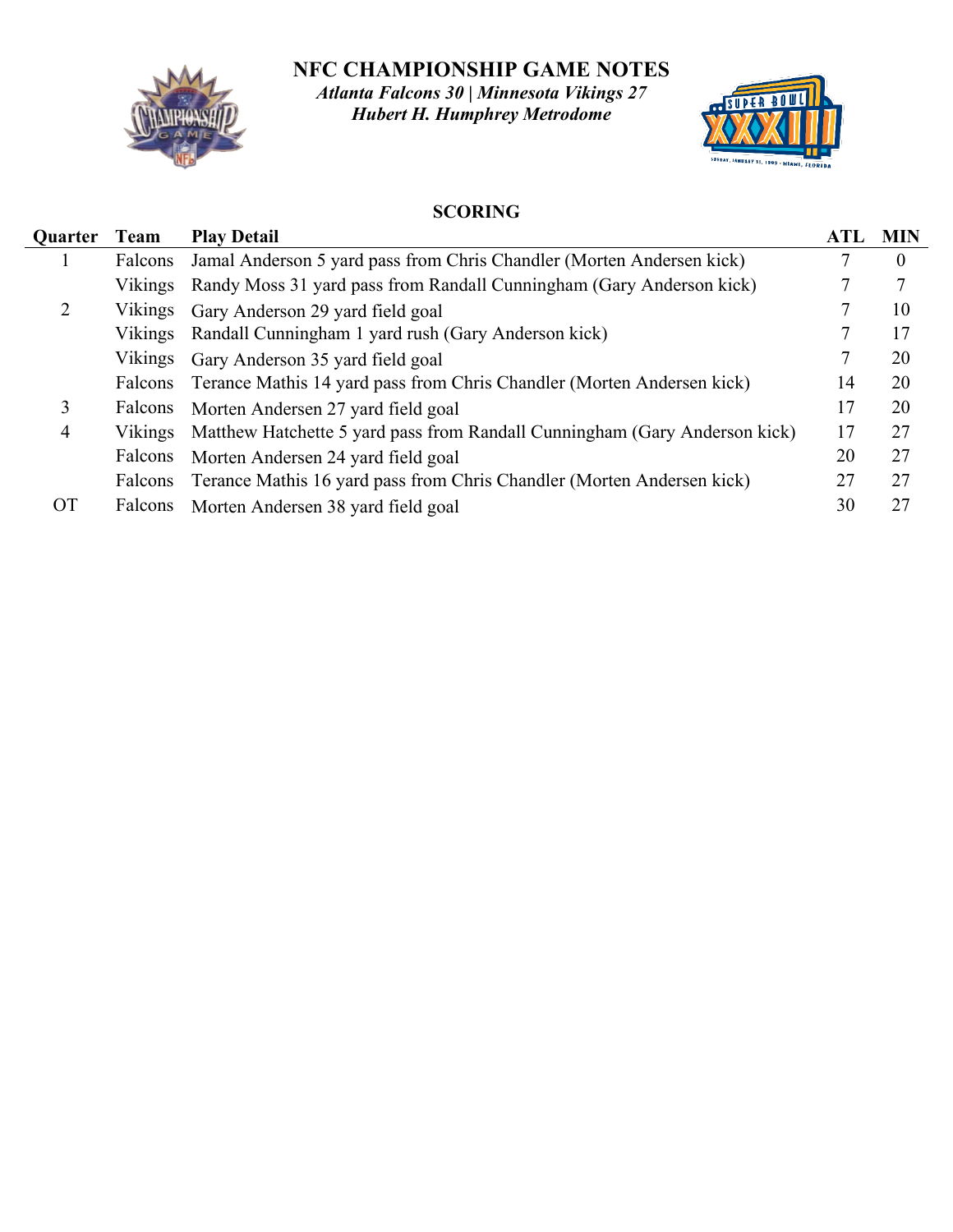# NFC CHAMPIONSHIP GAME NOTES

*Atlanta Falcons 30 | Minnesota Vikings 27*
*Hubert H. Humphrey Metrodome*

## SCORING

| Quarter | Team | Play Detail | ATL | MIN |
|---|---|---|---|---|
| 1 | Falcons | Jamal Anderson 5 yard pass from Chris Chandler (Morten Andersen kick) | 7 | 0 |
| | Vikings | Randy Moss 31 yard pass from Randall Cunningham (Gary Anderson kick) | 7 | 7 |
| 2 | Vikings | Gary Anderson 29 yard field goal | 7 | 10 |
| | Vikings | Randall Cunningham 1 yard rush (Gary Anderson kick) | 7 | 17 |
| | Vikings | Gary Anderson 35 yard field goal | 7 | 20 |
| | Falcons | Terance Mathis 14 yard pass from Chris Chandler (Morten Andersen kick) | 14 | 20 |
| 3 | Falcons | Morten Andersen 27 yard field goal | 17 | 20 |
| 4 | Vikings | Matthew Hatchette 5 yard pass from Randall Cunningham (Gary Anderson kick) | 17 | 27 |
| | Falcons | Morten Andersen 24 yard field goal | 20 | 27 |
| | Falcons | Terance Mathis 16 yard pass from Chris Chandler (Morten Andersen kick) | 27 | 27 |
| OT | Falcons | Morten Andersen 38 yard field goal | 30 | 27 |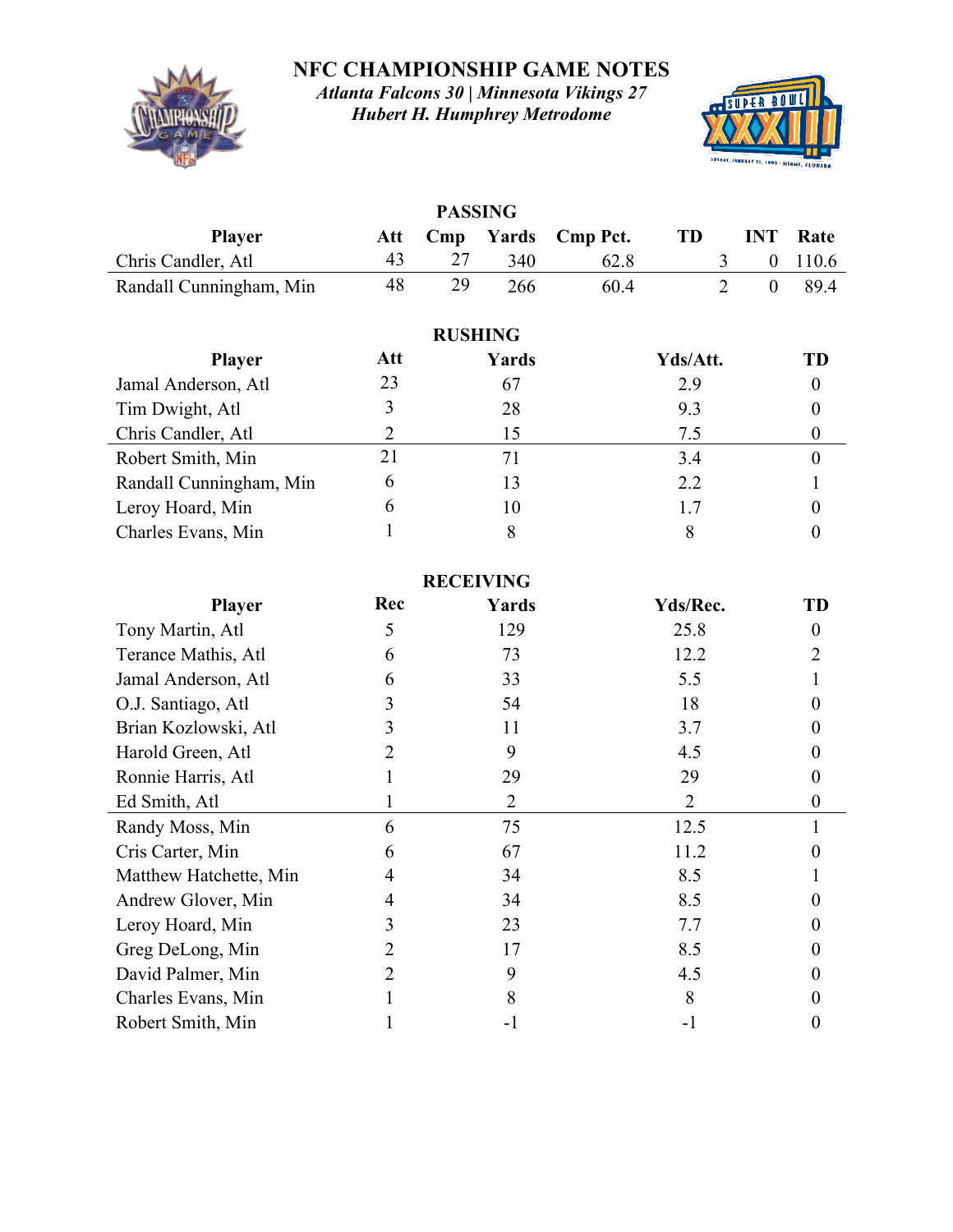# NFC CHAMPIONSHIP GAME NOTES

***Atlanta Falcons 30 | Minnesota Vikings 27***
***Hubert H. Humphrey Metrodome***

## PASSING

| Player | Att | Cmp | Yards | Cmp Pct. | TD | INT | Rate |
|---|---|---|---|---|---|---|---|
| Chris Candler, Atl | 43 | 27 | 340 | 62.8 | 3 | 0 | 110.6 |
| Randall Cunningham, Min | 48 | 29 | 266 | 60.4 | 2 | 0 | 89.4 |

## RUSHING

| Player | Att | Yards | Yds/Att. | TD |
|---|---|---|---|---|
| Jamal Anderson, Atl | 23 | 67 | 2.9 | 0 |
| Tim Dwight, Atl | 3 | 28 | 9.3 | 0 |
| Chris Candler, Atl | 2 | 15 | 7.5 | 0 |
| Robert Smith, Min | 21 | 71 | 3.4 | 0 |
| Randall Cunningham, Min | 6 | 13 | 2.2 | 1 |
| Leroy Hoard, Min | 6 | 10 | 1.7 | 0 |
| Charles Evans, Min | 1 | 8 | 8 | 0 |

## RECEIVING

| Player | Rec | Yards | Yds/Rec. | TD |
|---|---|---|---|---|
| Tony Martin, Atl | 5 | 129 | 25.8 | 0 |
| Terance Mathis, Atl | 6 | 73 | 12.2 | 2 |
| Jamal Anderson, Atl | 6 | 33 | 5.5 | 1 |
| O.J. Santiago, Atl | 3 | 54 | 18 | 0 |
| Brian Kozlowski, Atl | 3 | 11 | 3.7 | 0 |
| Harold Green, Atl | 2 | 9 | 4.5 | 0 |
| Ronnie Harris, Atl | 1 | 29 | 29 | 0 |
| Ed Smith, Atl | 1 | 2 | 2 | 0 |
| Randy Moss, Min | 6 | 75 | 12.5 | 1 |
| Cris Carter, Min | 6 | 67 | 11.2 | 0 |
| Matthew Hatchette, Min | 4 | 34 | 8.5 | 1 |
| Andrew Glover, Min | 4 | 34 | 8.5 | 0 |
| Leroy Hoard, Min | 3 | 23 | 7.7 | 0 |
| Greg DeLong, Min | 2 | 17 | 8.5 | 0 |
| David Palmer, Min | 2 | 9 | 4.5 | 0 |
| Charles Evans, Min | 1 | 8 | 8 | 0 |
| Robert Smith, Min | 1 | -1 | -1 | 0 |